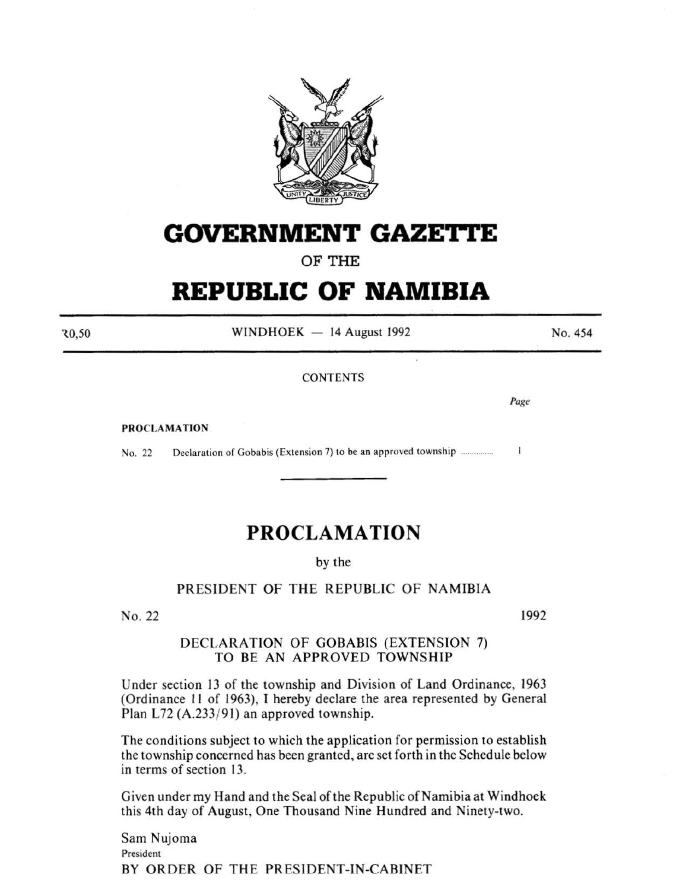# GOVERNMENT GAZETTE

OF THE

# REPUBLIC OF NAMIBIA

R0,50 WINDHOEK — 14 August 1992 No. 454

CONTENTS

| | | Page |
|---|---|---|
| **PROCLAMATION** | | |
| No. 22 | Declaration of Gobabis (Extension 7) to be an approved township .............. | 1 |

---

# PROCLAMATION

by the

## PRESIDENT OF THE REPUBLIC OF NAMIBIA

No. 22 1992

### DECLARATION OF GOBABIS (EXTENSION 7) TO BE AN APPROVED TOWNSHIP

Under section 13 of the township and Division of Land Ordinance, 1963 (Ordinance 11 of 1963), I hereby declare the area represented by General Plan L72 (A.233/91) an approved township.

The conditions subject to which the application for permission to establish the township concerned has been granted, are set forth in the Schedule below in terms of section 13.

Given under my Hand and the Seal of the Republic of Namibia at Windhoek this 4th day of August, One Thousand Nine Hundred and Ninety-two.

Sam Nujoma
President
BY ORDER OF THE PRESIDENT-IN-CABINET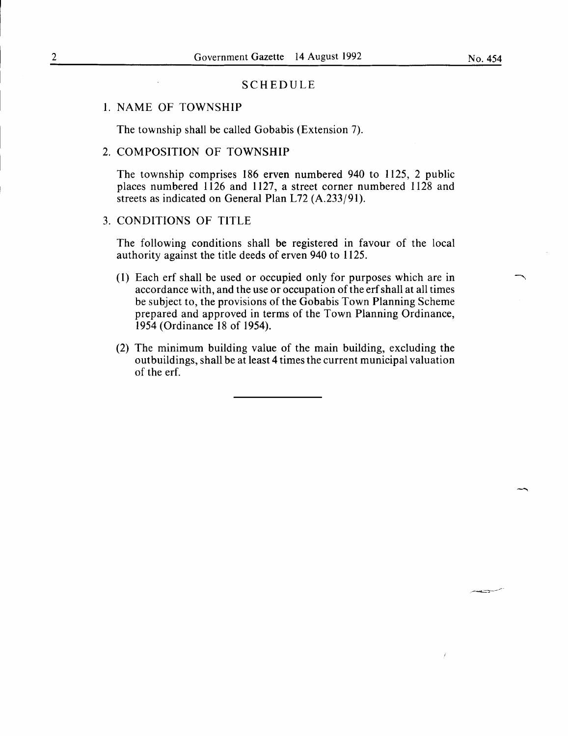## SCHEDULE

### 1. NAME OF TOWNSHIP

The township shall be called Gobabis (Extension 7).

### 2. COMPOSITION OF TOWNSHIP

The township comprises 186 erven numbered 940 to 1125, 2 public places numbered 1126 and 1127, a street corner numbered 1128 and streets as indicated on General Plan L72 (A.233/91).

### 3. CONDITIONS OF TITLE

The following conditions shall be registered in favour of the local authority against the title deeds of erven 940 to 1125.

(1) Each erf shall be used or occupied only for purposes which are in accordance with, and the use or occupation of the erf shall at all times be subject to, the provisions of the Gobabis Town Planning Scheme prepared and approved in terms of the Town Planning Ordinance, 1954 (Ordinance 18 of 1954).

(2) The minimum building value of the main building, excluding the outbuildings, shall be at least 4 times the current municipal valuation of the erf.